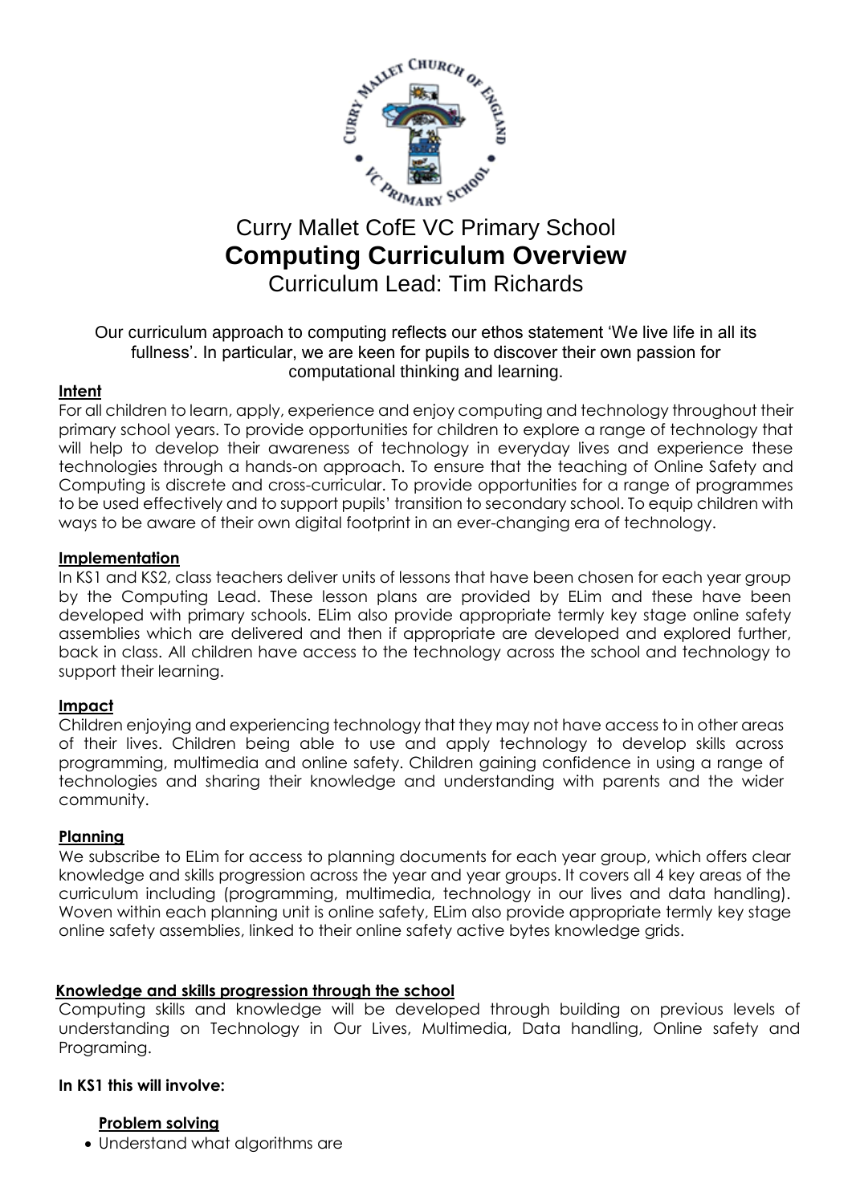Curry Mallet CofE VC Primary School

# Computing Curriculum Overview

Curriculum Lead: Tim Richards

Our curriculum approach to computing reflects our ethos statement 'We live life in all its fullness'. In particular, we are keen for pupils to discover their own passion for computational thinking and learning.

**Intent**

For all children to learn, apply, experience and enjoy computing and technology throughout their primary school years. To provide opportunities for children to explore a range of technology that will help to develop their awareness of technology in everyday lives and experience these technologies through a hands-on approach. To ensure that the teaching of Online Safety and Computing is discrete and cross-curricular. To provide opportunities for a range of programmes to be used effectively and to support pupils' transition to secondary school. To equip children with ways to be aware of their own digital footprint in an ever-changing era of technology.

**Implementation**

In KS1 and KS2, class teachers deliver units of lessons that have been chosen for each year group by the Computing Lead. These lesson plans are provided by ELim and these have been developed with primary schools. ELim also provide appropriate termly key stage online safety assemblies which are delivered and then if appropriate are developed and explored further, back in class. All children have access to the technology across the school and technology to support their learning.

**Impact**

Children enjoying and experiencing technology that they may not have access to in other areas of their lives. Children being able to use and apply technology to develop skills across programming, multimedia and online safety. Children gaining confidence in using a range of technologies and sharing their knowledge and understanding with parents and the wider community.

**Planning**

We subscribe to ELim for access to planning documents for each year group, which offers clear knowledge and skills progression across the year and year groups. It covers all 4 key areas of the curriculum including (programming, multimedia, technology in our lives and data handling). Woven within each planning unit is online safety, ELim also provide appropriate termly key stage online safety assemblies, linked to their online safety active bytes knowledge grids.

**Knowledge and skills progression through the school**

Computing skills and knowledge will be developed through building on previous levels of understanding on Technology in Our Lives, Multimedia, Data handling, Online safety and Programing.

**In KS1 this will involve:**

**Problem solving**

- Understand what algorithms are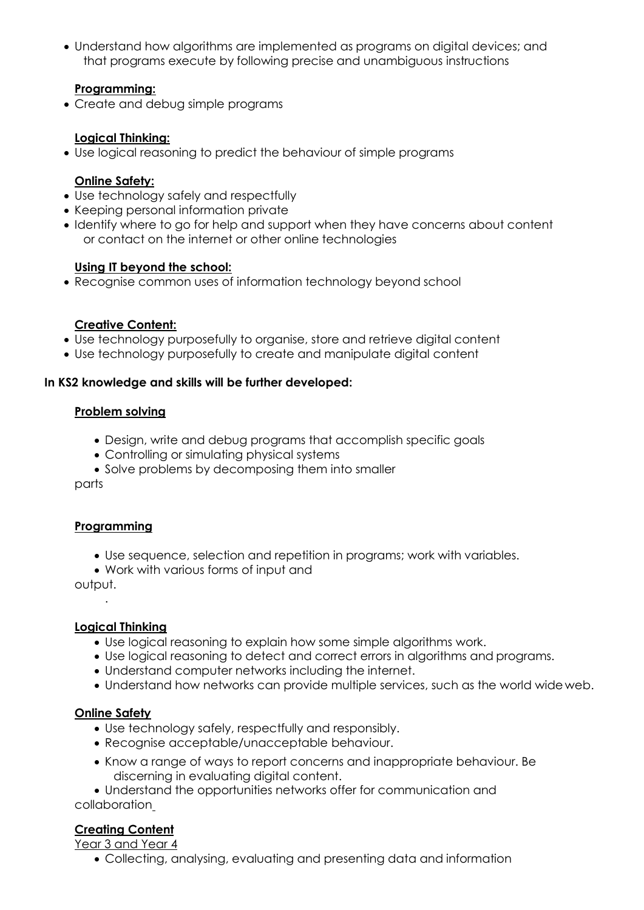- Understand how algorithms are implemented as programs on digital devices; and that programs execute by following precise and unambiguous instructions

**Programming:**

- Create and debug simple programs

**Logical Thinking:**

- Use logical reasoning to predict the behaviour of simple programs

**Online Safety:**

- Use technology safely and respectfully
- Keeping personal information private
- Identify where to go for help and support when they have concerns about content or contact on the internet or other online technologies

**Using IT beyond the school:**

- Recognise common uses of information technology beyond school

**Creative Content:**

- Use technology purposefully to organise, store and retrieve digital content
- Use technology purposefully to create and manipulate digital content

**In KS2 knowledge and skills will be further developed:**

**Problem solving**

- Design, write and debug programs that accomplish specific goals
- Controlling or simulating physical systems
- Solve problems by decomposing them into smaller parts

**Programming**

- Use sequence, selection and repetition in programs; work with variables.
- Work with various forms of input and output.

**Logical Thinking**

- Use logical reasoning to explain how some simple algorithms work.
- Use logical reasoning to detect and correct errors in algorithms and programs.
- Understand computer networks including the internet.
- Understand how networks can provide multiple services, such as the world wide web.

**Online Safety**

- Use technology safely, respectfully and responsibly.
- Recognise acceptable/unacceptable behaviour.
- Know a range of ways to report concerns and inappropriate behaviour. Be discerning in evaluating digital content.
- Understand the opportunities networks offer for communication and collaboration

**Creating Content**

Year 3 and Year 4

- Collecting, analysing, evaluating and presenting data and information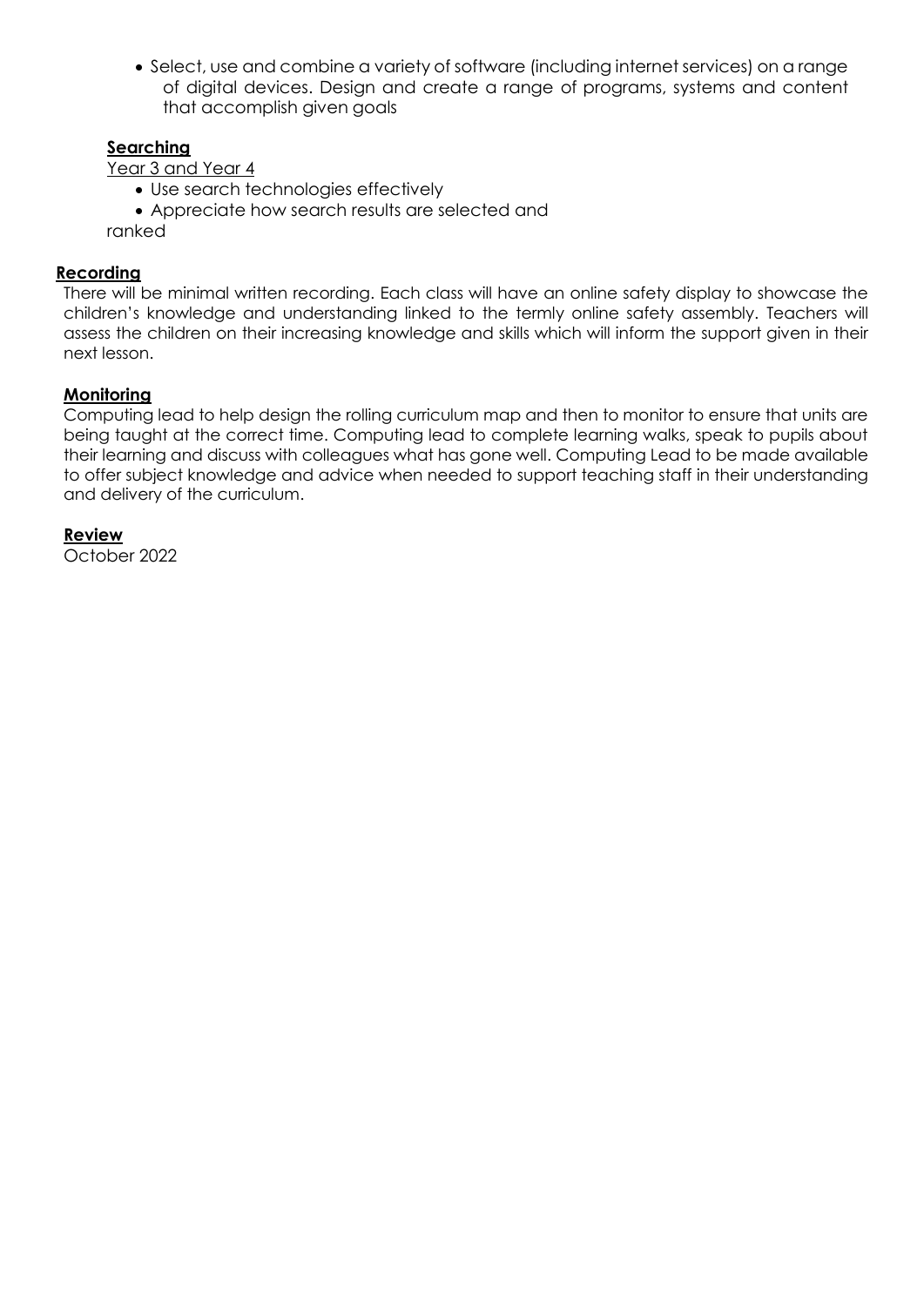- Select, use and combine a variety of software (including internet services) on a range of digital devices. Design and create a range of programs, systems and content that accomplish given goals

**Searching**

Year 3 and Year 4

- Use search technologies effectively
- Appreciate how search results are selected and ranked

**Recording**

There will be minimal written recording. Each class will have an online safety display to showcase the children's knowledge and understanding linked to the termly online safety assembly. Teachers will assess the children on their increasing knowledge and skills which will inform the support given in their next lesson.

**Monitoring**

Computing lead to help design the rolling curriculum map and then to monitor to ensure that units are being taught at the correct time. Computing lead to complete learning walks, speak to pupils about their learning and discuss with colleagues what has gone well. Computing Lead to be made available to offer subject knowledge and advice when needed to support teaching staff in their understanding and delivery of the curriculum.

**Review**

October 2022